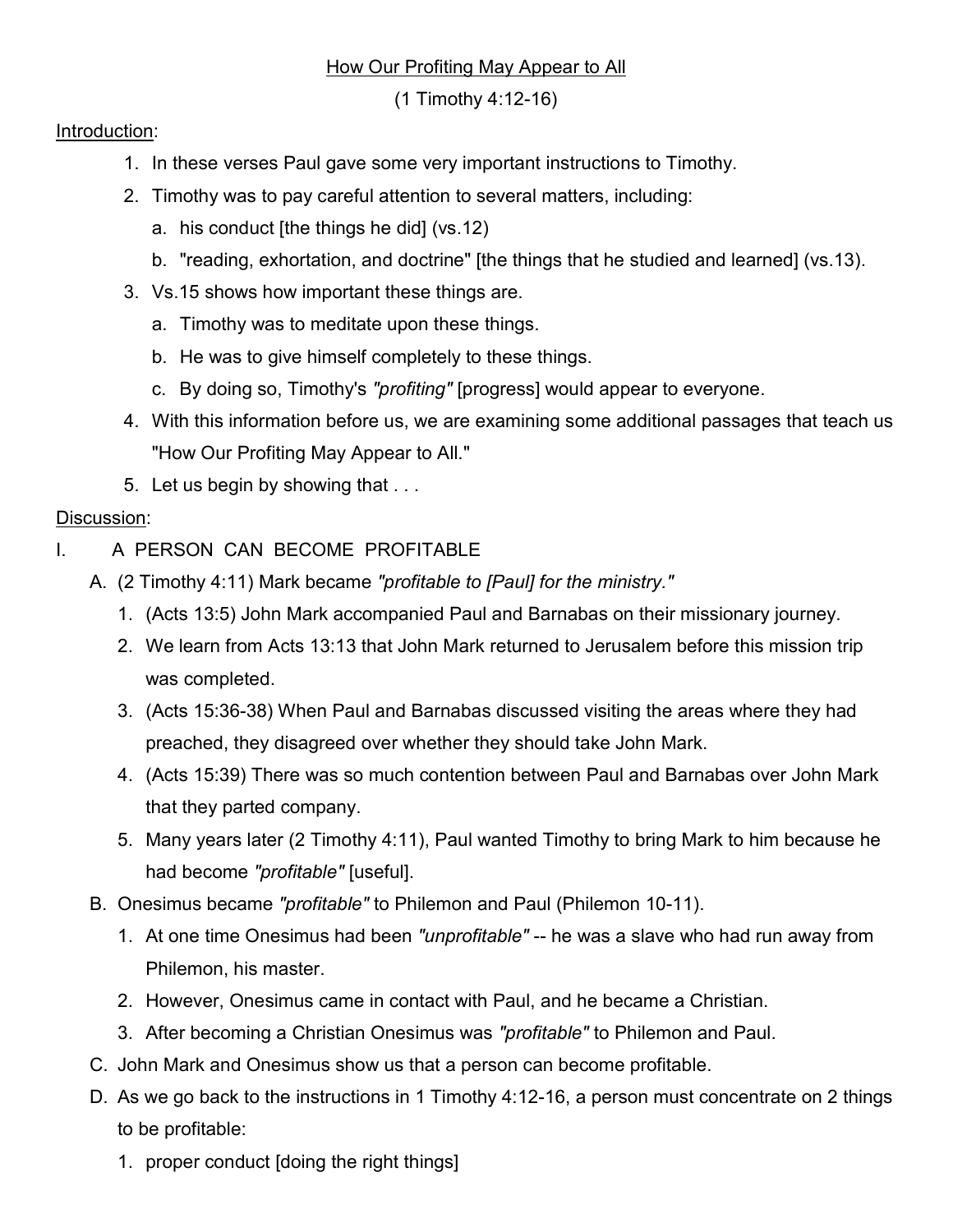How Our Profiting May Appear to All

(1 Timothy 4:12-16)

Introduction:

1. In these verses Paul gave some very important instructions to Timothy.
2. Timothy was to pay careful attention to several matters, including:
   a. his conduct [the things he did] (vs.12)
   b. "reading, exhortation, and doctrine" [the things that he studied and learned] (vs.13).
3. Vs.15 shows how important these things are.
   a. Timothy was to meditate upon these things.
   b. He was to give himself completely to these things.
   c. By doing so, Timothy's *"profiting"* [progress] would appear to everyone.
4. With this information before us, we are examining some additional passages that teach us "How Our Profiting May Appear to All."
5. Let us begin by showing that . . .

Discussion:

I. A PERSON CAN BECOME PROFITABLE

A. (2 Timothy 4:11) Mark became *"profitable to [Paul] for the ministry."*
   1. (Acts 13:5) John Mark accompanied Paul and Barnabas on their missionary journey.
   2. We learn from Acts 13:13 that John Mark returned to Jerusalem before this mission trip was completed.
   3. (Acts 15:36-38) When Paul and Barnabas discussed visiting the areas where they had preached, they disagreed over whether they should take John Mark.
   4. (Acts 15:39) There was so much contention between Paul and Barnabas over John Mark that they parted company.
   5. Many years later (2 Timothy 4:11), Paul wanted Timothy to bring Mark to him because he had become *"profitable"* [useful].

B. Onesimus became *"profitable"* to Philemon and Paul (Philemon 10-11).
   1. At one time Onesimus had been *"unprofitable"* -- he was a slave who had run away from Philemon, his master.
   2. However, Onesimus came in contact with Paul, and he became a Christian.
   3. After becoming a Christian Onesimus was *"profitable"* to Philemon and Paul.

C. John Mark and Onesimus show us that a person can become profitable.

D. As we go back to the instructions in 1 Timothy 4:12-16, a person must concentrate on 2 things to be profitable:
   1. proper conduct [doing the right things]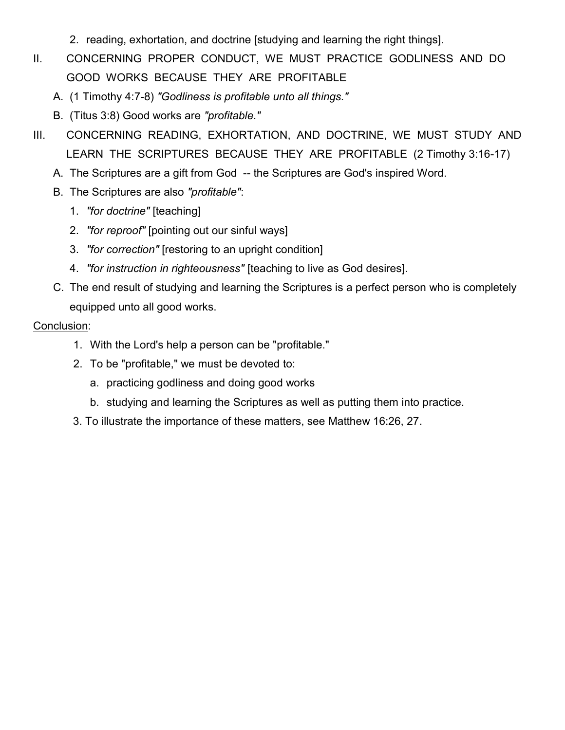2. reading, exhortation, and doctrine [studying and learning the right things].

II. CONCERNING PROPER CONDUCT, WE MUST PRACTICE GODLINESS AND DO GOOD WORKS BECAUSE THEY ARE PROFITABLE

A. (1 Timothy 4:7-8) *"Godliness is profitable unto all things."*

B. (Titus 3:8) Good works are *"profitable."*

III. CONCERNING READING, EXHORTATION, AND DOCTRINE, WE MUST STUDY AND LEARN THE SCRIPTURES BECAUSE THEY ARE PROFITABLE (2 Timothy 3:16-17)

A. The Scriptures are a gift from God -- the Scriptures are God's inspired Word.

B. The Scriptures are also *"profitable"*:

1. *"for doctrine"* [teaching]
2. *"for reproof"* [pointing out our sinful ways]
3. *"for correction"* [restoring to an upright condition]
4. *"for instruction in righteousness"* [teaching to live as God desires].

C. The end result of studying and learning the Scriptures is a perfect person who is completely equipped unto all good works.

<u>Conclusion</u>:

1. With the Lord's help a person can be "profitable."
2. To be "profitable," we must be devoted to:
   a. practicing godliness and doing good works
   b. studying and learning the Scriptures as well as putting them into practice.
3. To illustrate the importance of these matters, see Matthew 16:26, 27.